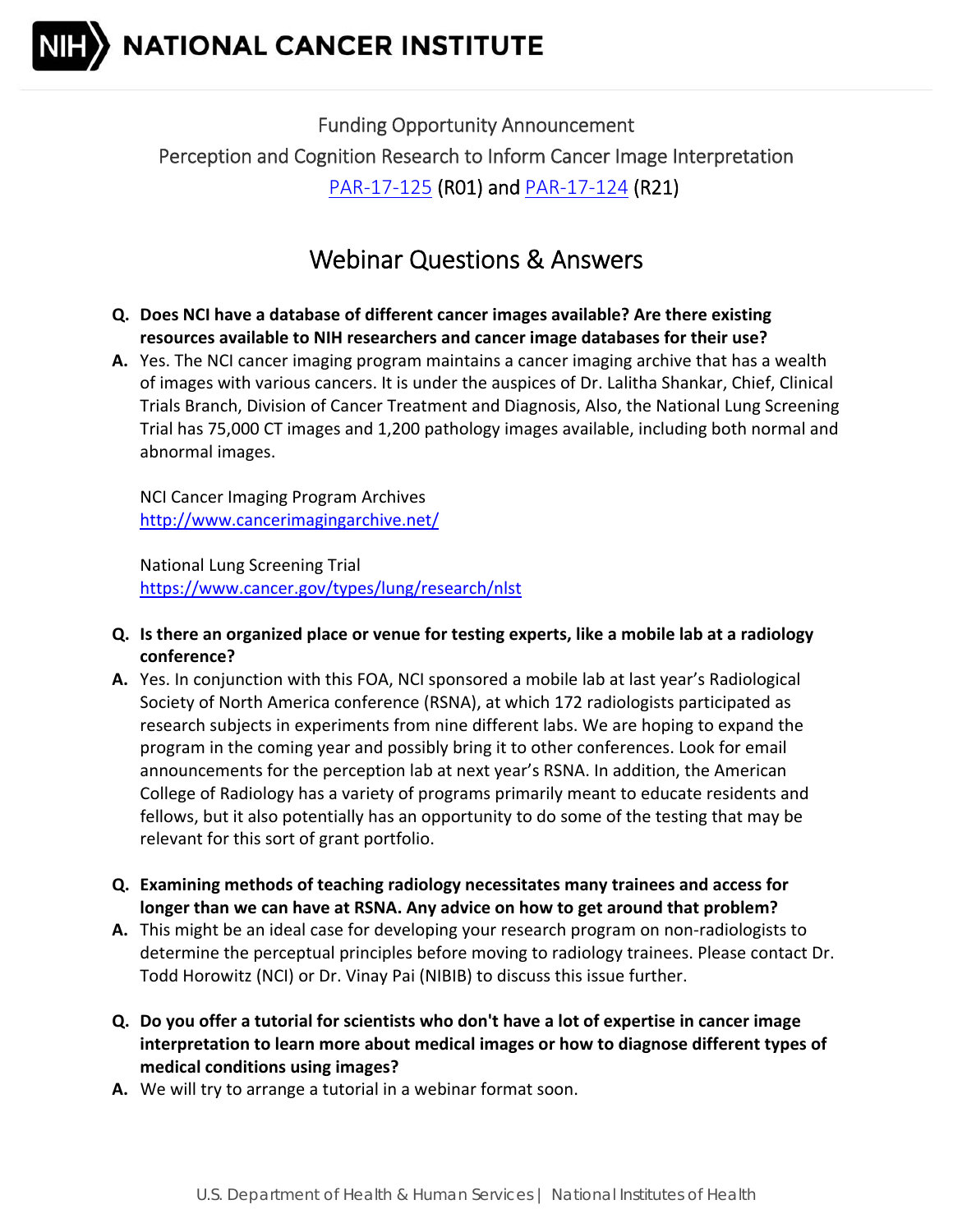**NIH NATIONAL CANCER INSTITUTE**

Funding Opportunity Announcement

Perception and Cognition Research to Inform Cancer Image Interpretation

[PAR-17-125](PAR-17-125) (R01) and [PAR-17-124](PAR-17-124) (R21)

# Webinar Questions & Answers

**Q. Does NCI have a database of different cancer images available? Are there existing resources available to NIH researchers and cancer image databases for their use?**

**A.** Yes. The NCI cancer imaging program maintains a cancer imaging archive that has a wealth of images with various cancers. It is under the auspices of Dr. Lalitha Shankar, Chief, Clinical Trials Branch, Division of Cancer Treatment and Diagnosis, Also, the National Lung Screening Trial has 75,000 CT images and 1,200 pathology images available, including both normal and abnormal images.

NCI Cancer Imaging Program Archives
http://www.cancerimagingarchive.net/

National Lung Screening Trial
https://www.cancer.gov/types/lung/research/nlst

**Q. Is there an organized place or venue for testing experts, like a mobile lab at a radiology conference?**

**A.** Yes. In conjunction with this FOA, NCI sponsored a mobile lab at last year's Radiological Society of North America conference (RSNA), at which 172 radiologists participated as research subjects in experiments from nine different labs. We are hoping to expand the program in the coming year and possibly bring it to other conferences. Look for email announcements for the perception lab at next year's RSNA. In addition, the American College of Radiology has a variety of programs primarily meant to educate residents and fellows, but it also potentially has an opportunity to do some of the testing that may be relevant for this sort of grant portfolio.

**Q. Examining methods of teaching radiology necessitates many trainees and access for longer than we can have at RSNA. Any advice on how to get around that problem?**

**A.** This might be an ideal case for developing your research program on non-radiologists to determine the perceptual principles before moving to radiology trainees. Please contact Dr. Todd Horowitz (NCI) or Dr. Vinay Pai (NIBIB) to discuss this issue further.

**Q. Do you offer a tutorial for scientists who don't have a lot of expertise in cancer image interpretation to learn more about medical images or how to diagnose different types of medical conditions using images?**

**A.** We will try to arrange a tutorial in a webinar format soon.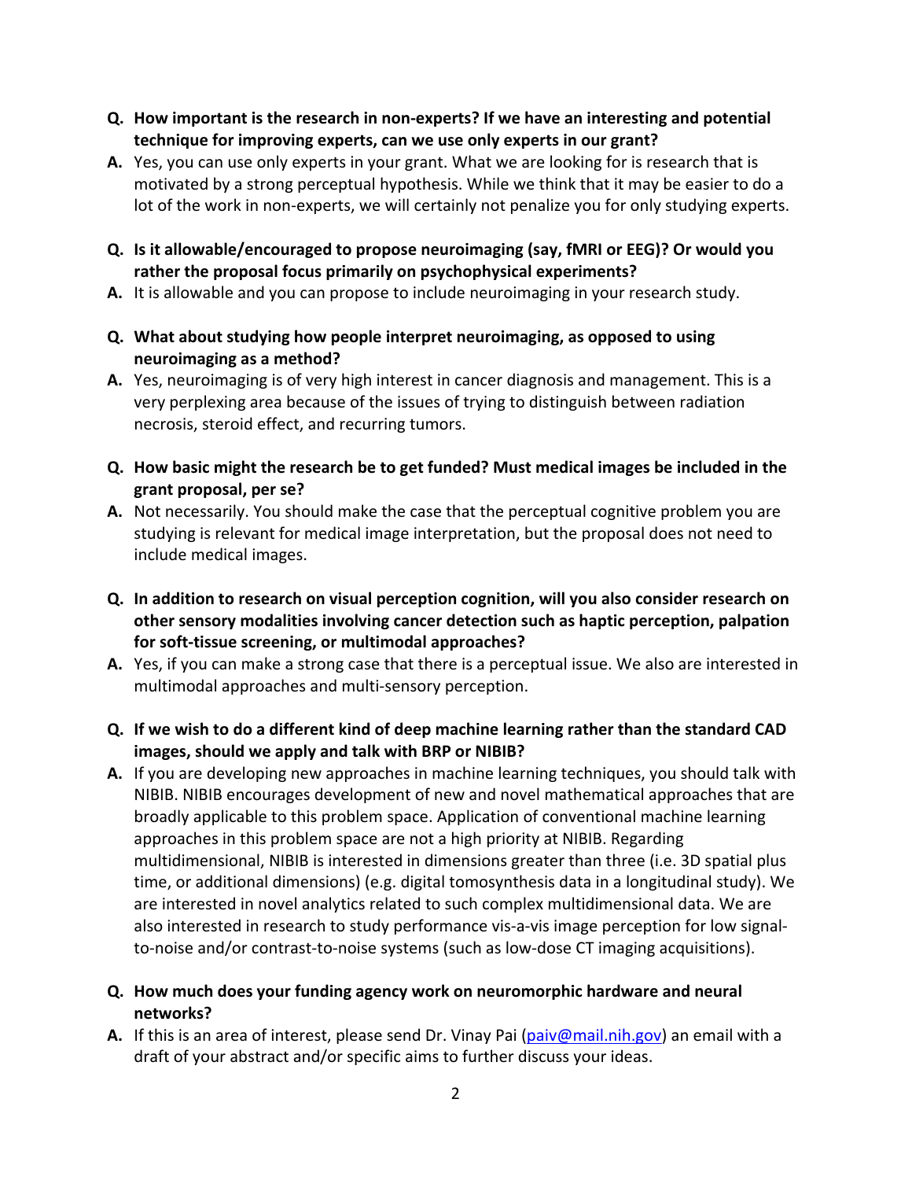**Q. How important is the research in non-experts? If we have an interesting and potential technique for improving experts, can we use only experts in our grant?**

**A.** Yes, you can use only experts in your grant. What we are looking for is research that is motivated by a strong perceptual hypothesis. While we think that it may be easier to do a lot of the work in non-experts, we will certainly not penalize you for only studying experts.

**Q. Is it allowable/encouraged to propose neuroimaging (say, fMRI or EEG)? Or would you rather the proposal focus primarily on psychophysical experiments?**

**A.** It is allowable and you can propose to include neuroimaging in your research study.

**Q. What about studying how people interpret neuroimaging, as opposed to using neuroimaging as a method?**

**A.** Yes, neuroimaging is of very high interest in cancer diagnosis and management. This is a very perplexing area because of the issues of trying to distinguish between radiation necrosis, steroid effect, and recurring tumors.

**Q. How basic might the research be to get funded? Must medical images be included in the grant proposal, per se?**

**A.** Not necessarily. You should make the case that the perceptual cognitive problem you are studying is relevant for medical image interpretation, but the proposal does not need to include medical images.

**Q. In addition to research on visual perception cognition, will you also consider research on other sensory modalities involving cancer detection such as haptic perception, palpation for soft-tissue screening, or multimodal approaches?**

**A.** Yes, if you can make a strong case that there is a perceptual issue. We also are interested in multimodal approaches and multi-sensory perception.

**Q. If we wish to do a different kind of deep machine learning rather than the standard CAD images, should we apply and talk with BRP or NIBIB?**

**A.** If you are developing new approaches in machine learning techniques, you should talk with NIBIB. NIBIB encourages development of new and novel mathematical approaches that are broadly applicable to this problem space. Application of conventional machine learning approaches in this problem space are not a high priority at NIBIB. Regarding multidimensional, NIBIB is interested in dimensions greater than three (i.e. 3D spatial plus time, or additional dimensions) (e.g. digital tomosynthesis data in a longitudinal study). We are interested in novel analytics related to such complex multidimensional data. We are also interested in research to study performance vis-a-vis image perception for low signal-to-noise and/or contrast-to-noise systems (such as low-dose CT imaging acquisitions).

**Q. How much does your funding agency work on neuromorphic hardware and neural networks?**

**A.** If this is an area of interest, please send Dr. Vinay Pai (paiv@mail.nih.gov) an email with a draft of your abstract and/or specific aims to further discuss your ideas.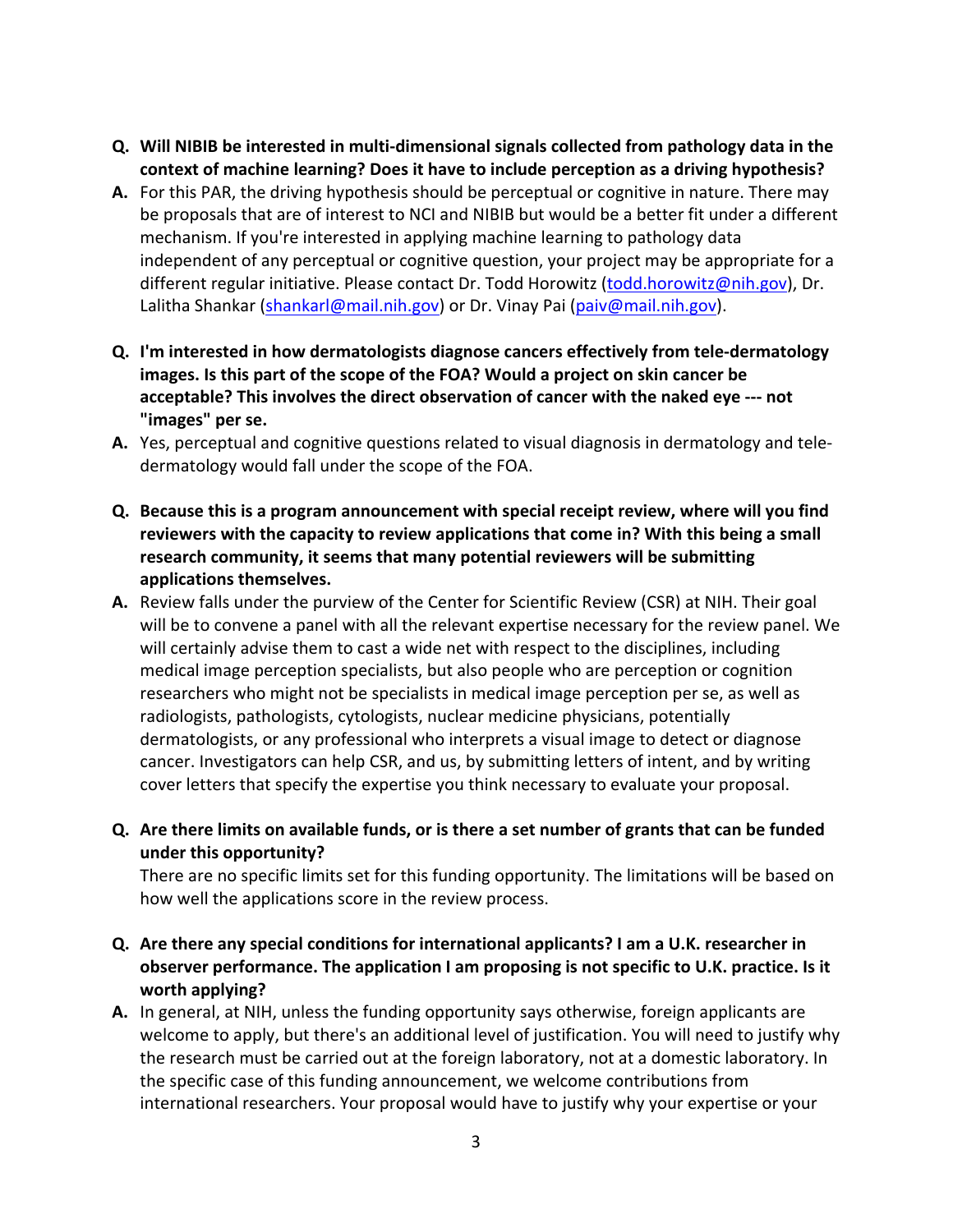- **Q. Will NIBIB be interested in multi-dimensional signals collected from pathology data in the context of machine learning? Does it have to include perception as a driving hypothesis?**
- **A.** For this PAR, the driving hypothesis should be perceptual or cognitive in nature. There may be proposals that are of interest to NCI and NIBIB but would be a better fit under a different mechanism. If you're interested in applying machine learning to pathology data independent of any perceptual or cognitive question, your project may be appropriate for a different regular initiative. Please contact Dr. Todd Horowitz (todd.horowitz@nih.gov), Dr. Lalitha Shankar (shankarl@mail.nih.gov) or Dr. Vinay Pai (paiv@mail.nih.gov).

- **Q. I'm interested in how dermatologists diagnose cancers effectively from tele-dermatology images. Is this part of the scope of the FOA? Would a project on skin cancer be acceptable? This involves the direct observation of cancer with the naked eye --- not "images" per se.**
- **A.** Yes, perceptual and cognitive questions related to visual diagnosis in dermatology and tele-dermatology would fall under the scope of the FOA.

- **Q. Because this is a program announcement with special receipt review, where will you find reviewers with the capacity to review applications that come in? With this being a small research community, it seems that many potential reviewers will be submitting applications themselves.**
- **A.** Review falls under the purview of the Center for Scientific Review (CSR) at NIH. Their goal will be to convene a panel with all the relevant expertise necessary for the review panel. We will certainly advise them to cast a wide net with respect to the disciplines, including medical image perception specialists, but also people who are perception or cognition researchers who might not be specialists in medical image perception per se, as well as radiologists, pathologists, cytologists, nuclear medicine physicians, potentially dermatologists, or any professional who interprets a visual image to detect or diagnose cancer. Investigators can help CSR, and us, by submitting letters of intent, and by writing cover letters that specify the expertise you think necessary to evaluate your proposal.

- **Q. Are there limits on available funds, or is there a set number of grants that can be funded under this opportunity?**

  There are no specific limits set for this funding opportunity. The limitations will be based on how well the applications score in the review process.

- **Q. Are there any special conditions for international applicants? I am a U.K. researcher in observer performance. The application I am proposing is not specific to U.K. practice. Is it worth applying?**
- **A.** In general, at NIH, unless the funding opportunity says otherwise, foreign applicants are welcome to apply, but there's an additional level of justification. You will need to justify why the research must be carried out at the foreign laboratory, not at a domestic laboratory. In the specific case of this funding announcement, we welcome contributions from international researchers. Your proposal would have to justify why your expertise or your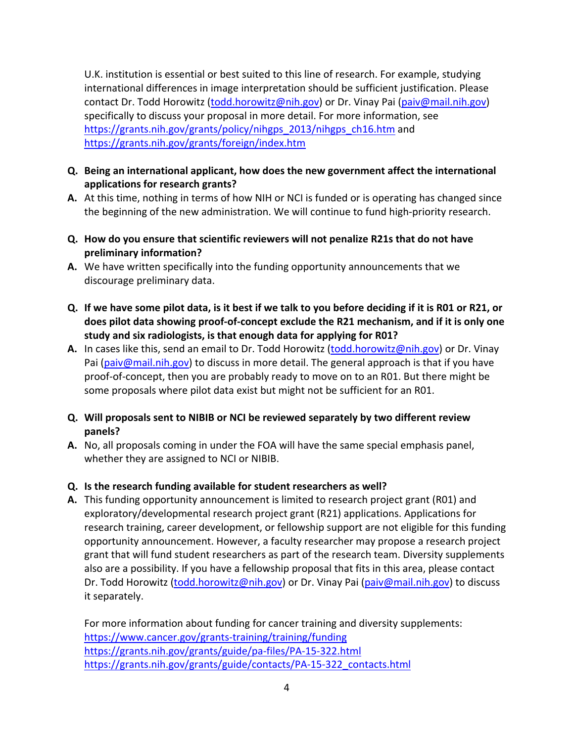U.K. institution is essential or best suited to this line of research. For example, studying international differences in image interpretation should be sufficient justification. Please contact Dr. Todd Horowitz (todd.horowitz@nih.gov) or Dr. Vinay Pai (paiv@mail.nih.gov) specifically to discuss your proposal in more detail. For more information, see https://grants.nih.gov/grants/policy/nihgps_2013/nihgps_ch16.htm and https://grants.nih.gov/grants/foreign/index.htm

**Q. Being an international applicant, how does the new government affect the international applications for research grants?**

**A.** At this time, nothing in terms of how NIH or NCI is funded or is operating has changed since the beginning of the new administration. We will continue to fund high-priority research.

**Q. How do you ensure that scientific reviewers will not penalize R21s that do not have preliminary information?**

**A.** We have written specifically into the funding opportunity announcements that we discourage preliminary data.

**Q. If we have some pilot data, is it best if we talk to you before deciding if it is R01 or R21, or does pilot data showing proof-of-concept exclude the R21 mechanism, and if it is only one study and six radiologists, is that enough data for applying for R01?**

**A.** In cases like this, send an email to Dr. Todd Horowitz (todd.horowitz@nih.gov) or Dr. Vinay Pai (paiv@mail.nih.gov) to discuss in more detail. The general approach is that if you have proof-of-concept, then you are probably ready to move on to an R01. But there might be some proposals where pilot data exist but might not be sufficient for an R01.

**Q. Will proposals sent to NIBIB or NCI be reviewed separately by two different review panels?**

**A.** No, all proposals coming in under the FOA will have the same special emphasis panel, whether they are assigned to NCI or NIBIB.

**Q. Is the research funding available for student researchers as well?**

**A.** This funding opportunity announcement is limited to research project grant (R01) and exploratory/developmental research project grant (R21) applications. Applications for research training, career development, or fellowship support are not eligible for this funding opportunity announcement. However, a faculty researcher may propose a research project grant that will fund student researchers as part of the research team. Diversity supplements also are a possibility. If you have a fellowship proposal that fits in this area, please contact Dr. Todd Horowitz (todd.horowitz@nih.gov) or Dr. Vinay Pai (paiv@mail.nih.gov) to discuss it separately.

For more information about funding for cancer training and diversity supplements:
https://www.cancer.gov/grants-training/training/funding
https://grants.nih.gov/grants/guide/pa-files/PA-15-322.html
https://grants.nih.gov/grants/guide/contacts/PA-15-322_contacts.html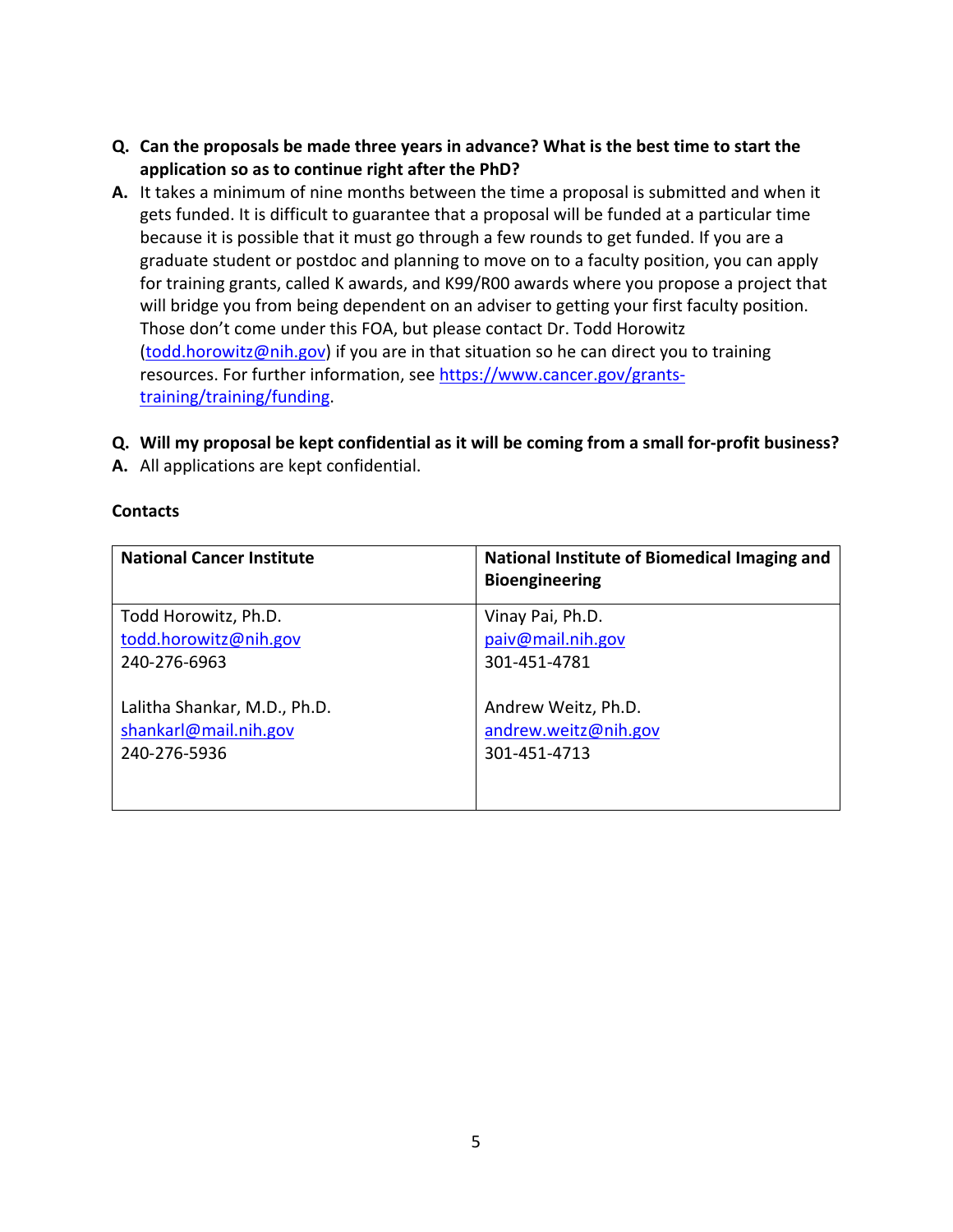**Q. Can the proposals be made three years in advance? What is the best time to start the application so as to continue right after the PhD?**

**A.** It takes a minimum of nine months between the time a proposal is submitted and when it gets funded. It is difficult to guarantee that a proposal will be funded at a particular time because it is possible that it must go through a few rounds to get funded. If you are a graduate student or postdoc and planning to move on to a faculty position, you can apply for training grants, called K awards, and K99/R00 awards where you propose a project that will bridge you from being dependent on an adviser to getting your first faculty position. Those don't come under this FOA, but please contact Dr. Todd Horowitz (todd.horowitz@nih.gov) if you are in that situation so he can direct you to training resources. For further information, see https://www.cancer.gov/grants-training/training/funding.

**Q. Will my proposal be kept confidential as it will be coming from a small for-profit business?**

**A.** All applications are kept confidential.

**Contacts**

| National Cancer Institute | National Institute of Biomedical Imaging and Bioengineering |
|---|---|
| Todd Horowitz, Ph.D.<br>todd.horowitz@nih.gov<br>240-276-6963<br><br>Lalitha Shankar, M.D., Ph.D.<br>shankarl@mail.nih.gov<br>240-276-5936 | Vinay Pai, Ph.D.<br>paiv@mail.nih.gov<br>301-451-4781<br><br>Andrew Weitz, Ph.D.<br>andrew.weitz@nih.gov<br>301-451-4713 |